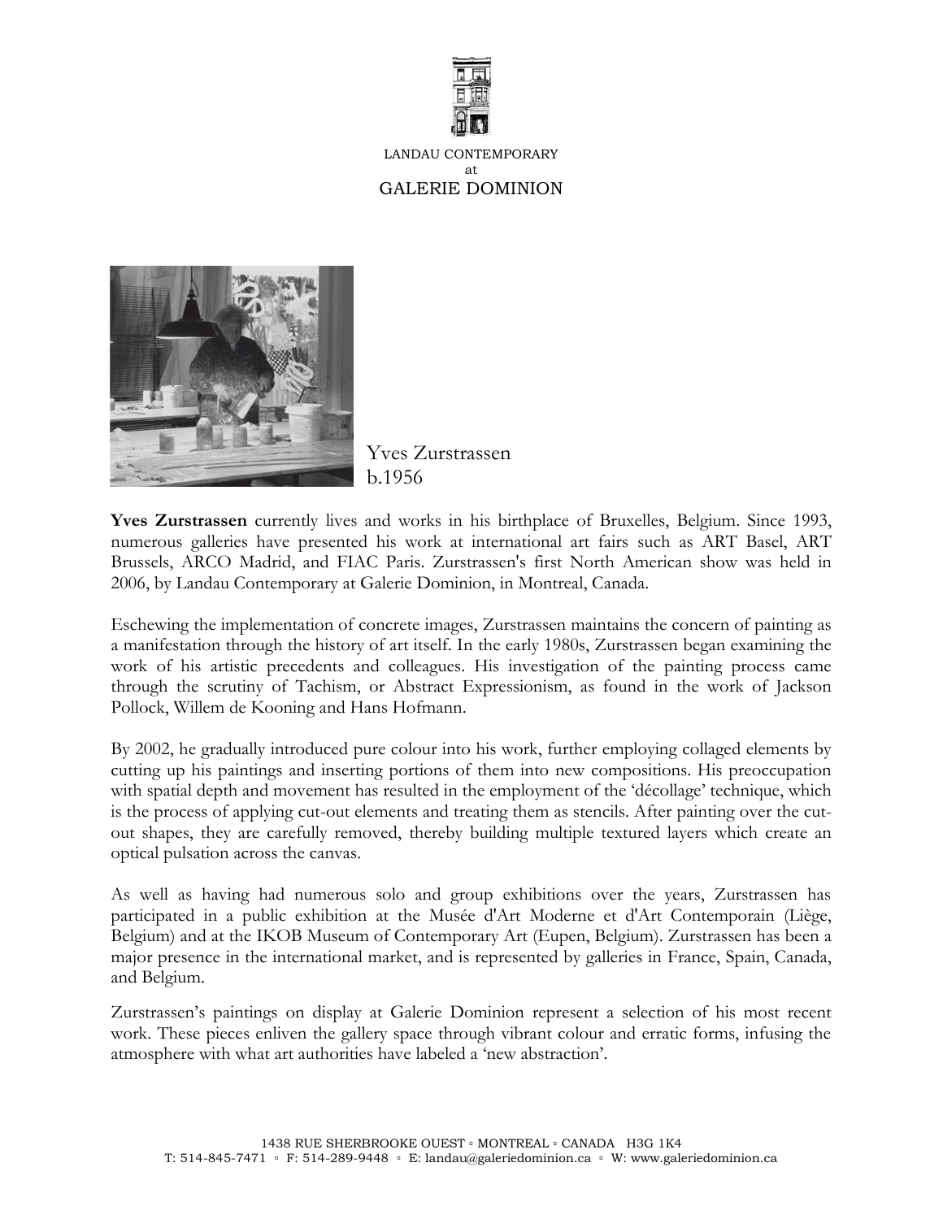LANDAU CONTEMPORARY
at
GALERIE DOMINION

Yves Zurstrassen
b.1956

**Yves Zurstrassen** currently lives and works in his birthplace of Bruxelles, Belgium. Since 1993, numerous galleries have presented his work at international art fairs such as ART Basel, ART Brussels, ARCO Madrid, and FIAC Paris. Zurstrassen's first North American show was held in 2006, by Landau Contemporary at Galerie Dominion, in Montreal, Canada.

Eschewing the implementation of concrete images, Zurstrassen maintains the concern of painting as a manifestation through the history of art itself. In the early 1980s, Zurstrassen began examining the work of his artistic precedents and colleagues. His investigation of the painting process came through the scrutiny of Tachism, or Abstract Expressionism, as found in the work of Jackson Pollock, Willem de Kooning and Hans Hofmann.

By 2002, he gradually introduced pure colour into his work, further employing collaged elements by cutting up his paintings and inserting portions of them into new compositions. His preoccupation with spatial depth and movement has resulted in the employment of the 'décollage' technique, which is the process of applying cut-out elements and treating them as stencils. After painting over the cut-out shapes, they are carefully removed, thereby building multiple textured layers which create an optical pulsation across the canvas.

As well as having had numerous solo and group exhibitions over the years, Zurstrassen has participated in a public exhibition at the Musée d'Art Moderne et d'Art Contemporain (Liège, Belgium) and at the IKOB Museum of Contemporary Art (Eupen, Belgium). Zurstrassen has been a major presence in the international market, and is represented by galleries in France, Spain, Canada, and Belgium.

Zurstrassen's paintings on display at Galerie Dominion represent a selection of his most recent work. These pieces enliven the gallery space through vibrant colour and erratic forms, infusing the atmosphere with what art authorities have labeled a 'new abstraction'.

1438 RUE SHERBROOKE OUEST ▫ MONTREAL ▫ CANADA H3G 1K4
T: 514-845-7471 ▫ F: 514-289-9448 ▫ E: landau@galeriedominion.ca ▫ W: www.galeriedominion.ca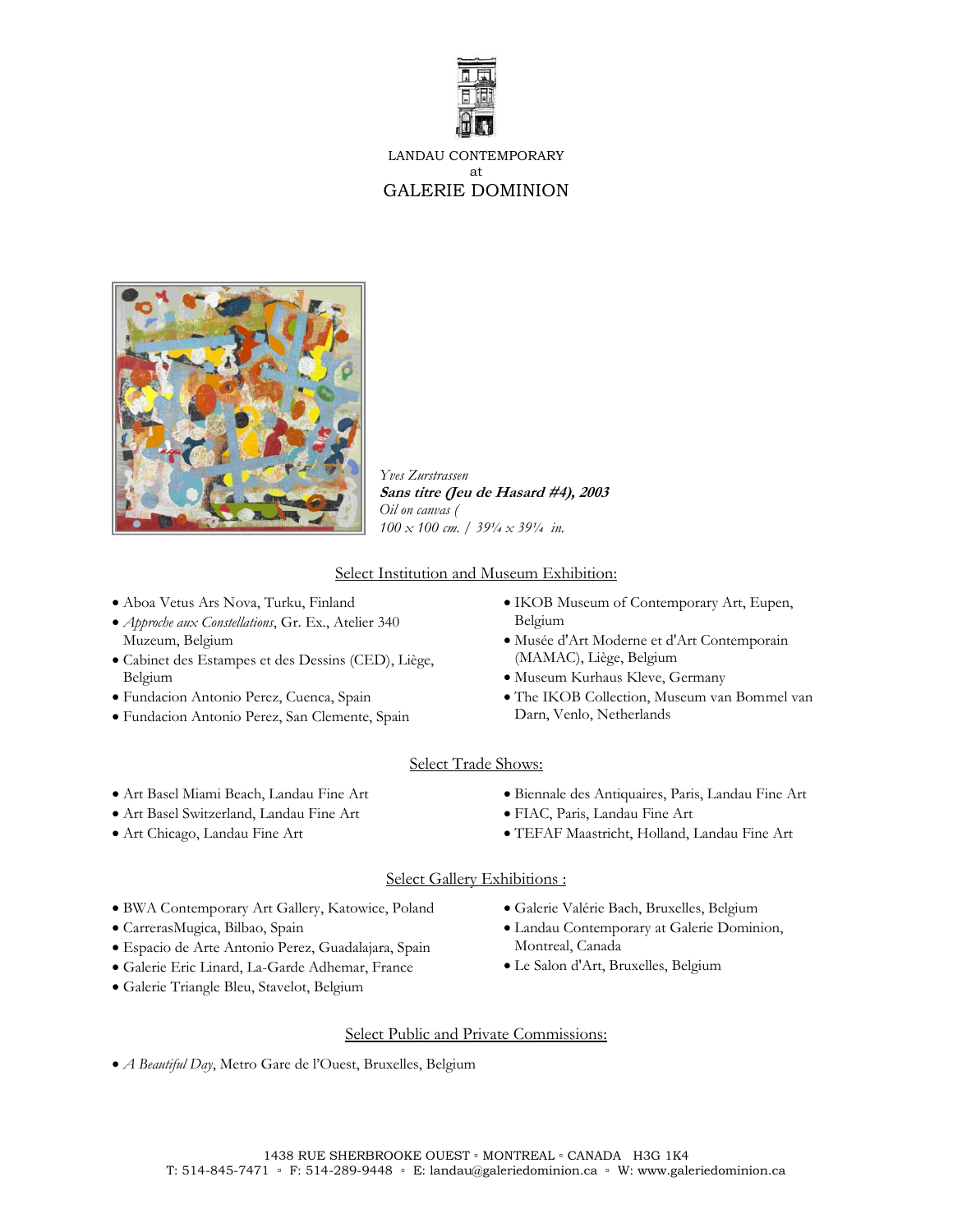LANDAU CONTEMPORARY
at
GALERIE DOMINION

*Yves Zurstrassen*
***Sans titre (Jeu de Hasard #4), 2003***
*Oil on canvas (*
*100 x 100 cm. / 39¼ x 39¼ in.*

## Select Institution and Museum Exhibition:

- Aboa Vetus Ars Nova, Turku, Finland
- *Approche aux Constellations*, Gr. Ex., Atelier 340 Muzeum, Belgium
- Cabinet des Estampes et des Dessins (CED), Liège, Belgium
- Fundacion Antonio Perez, Cuenca, Spain
- Fundacion Antonio Perez, San Clemente, Spain
- IKOB Museum of Contemporary Art, Eupen, Belgium
- Musée d'Art Moderne et d'Art Contemporain (MAMAC), Liège, Belgium
- Museum Kurhaus Kleve, Germany
- The IKOB Collection, Museum van Bommel van Darn, Venlo, Netherlands

## Select Trade Shows:

- Art Basel Miami Beach, Landau Fine Art
- Art Basel Switzerland, Landau Fine Art
- Art Chicago, Landau Fine Art
- Biennale des Antiquaires, Paris, Landau Fine Art
- FIAC, Paris, Landau Fine Art
- TEFAF Maastricht, Holland, Landau Fine Art

## Select Gallery Exhibitions :

- BWA Contemporary Art Gallery, Katowice, Poland
- CarrerasMugica, Bilbao, Spain
- Espacio de Arte Antonio Perez, Guadalajara, Spain
- Galerie Eric Linard, La-Garde Adhemar, France
- Galerie Triangle Bleu, Stavelot, Belgium
- Galerie Valérie Bach, Bruxelles, Belgium
- Landau Contemporary at Galerie Dominion, Montreal, Canada
- Le Salon d'Art, Bruxelles, Belgium

## Select Public and Private Commissions:

- *A Beautiful Day*, Metro Gare de l'Ouest, Bruxelles, Belgium

1438 RUE SHERBROOKE OUEST ▫ MONTREAL ▫ CANADA H3G 1K4
T: 514-845-7471 ▫ F: 514-289-9448 ▫ E: landau@galeriedominion.ca ▫ W: www.galeriedominion.ca